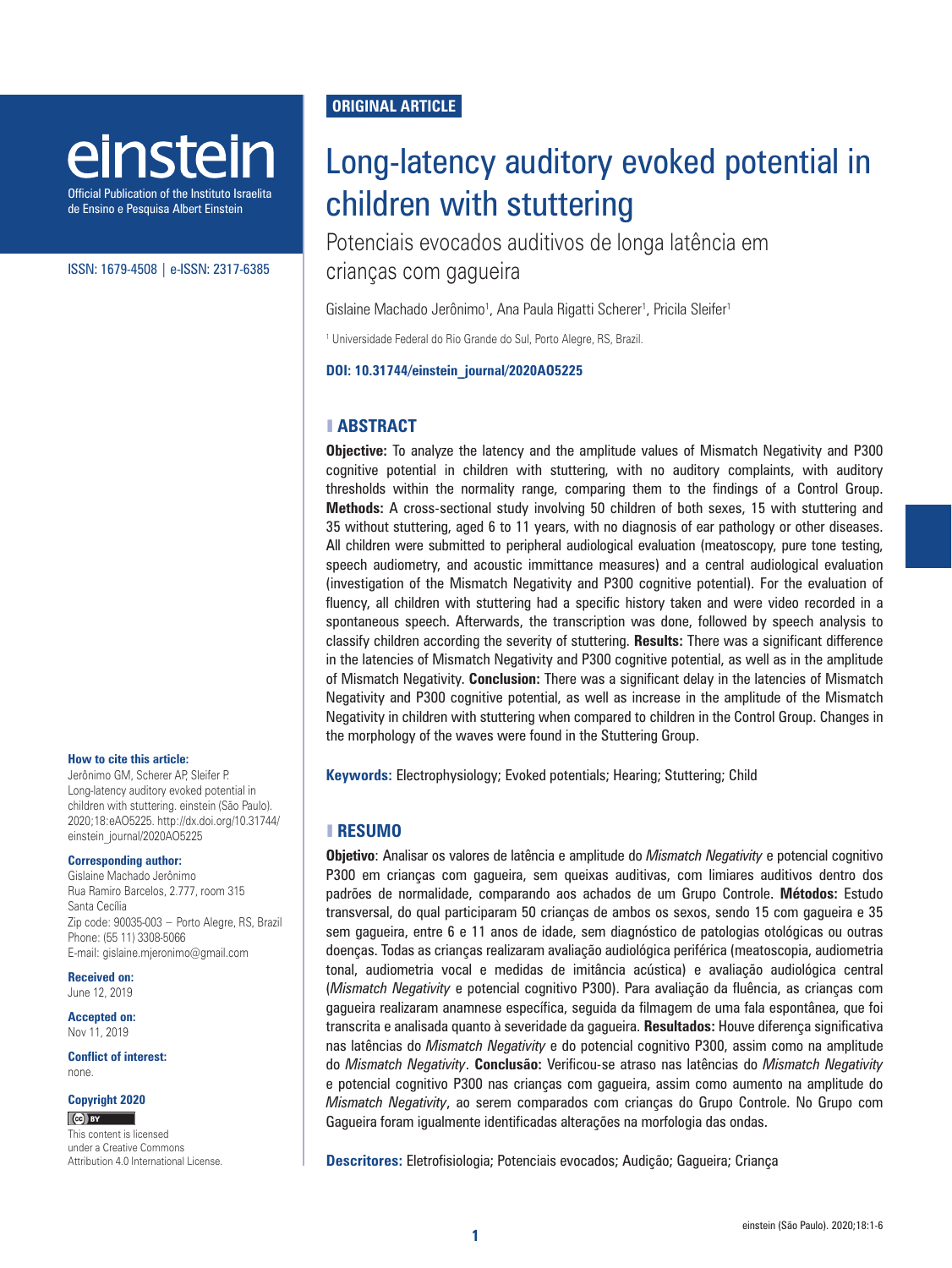ORIGINAL ARTICLE

# Long-latency auditory evoked potential in children with stuttering

## Potenciais evocados auditivos de longa latência em crianças com gagueira

Gislaine Machado Jerônimo[1], Ana Paula Rigatti Scherer[1], Pricila Sleifer[1]

[1] Universidade Federal do Rio Grande do Sul, Porto Alegre, RS, Brazil.

**DOI: 10.31744/einstein_journal/2020AO5225**

## ABSTRACT

**Objective:** To analyze the latency and the amplitude values of Mismatch Negativity and P300 cognitive potential in children with stuttering, with no auditory complaints, with auditory thresholds within the normality range, comparing them to the findings of a Control Group. **Methods:** A cross-sectional study involving 50 children of both sexes, 15 with stuttering and 35 without stuttering, aged 6 to 11 years, with no diagnosis of ear pathology or other diseases. All children were submitted to peripheral audiological evaluation (meatoscopy, pure tone testing, speech audiometry, and acoustic immittance measures) and a central audiological evaluation (investigation of the Mismatch Negativity and P300 cognitive potential). For the evaluation of fluency, all children with stuttering had a specific history taken and were video recorded in a spontaneous speech. Afterwards, the transcription was done, followed by speech analysis to classify children according the severity of stuttering. **Results:** There was a significant difference in the latencies of Mismatch Negativity and P300 cognitive potential, as well as in the amplitude of Mismatch Negativity. **Conclusion:** There was a significant delay in the latencies of Mismatch Negativity and P300 cognitive potential, as well as increase in the amplitude of the Mismatch Negativity in children with stuttering when compared to children in the Control Group. Changes in the morphology of the waves were found in the Stuttering Group.

**Keywords:** Electrophysiology; Evoked potentials; Hearing; Stuttering; Child

## RESUMO

**Objetivo**: Analisar os valores de latência e amplitude do *Mismatch Negativity* e potencial cognitivo P300 em crianças com gagueira, sem queixas auditivas, com limiares auditivos dentro dos padrões de normalidade, comparando aos achados de um Grupo Controle. **Métodos:** Estudo transversal, do qual participaram 50 crianças de ambos os sexos, sendo 15 com gagueira e 35 sem gagueira, entre 6 e 11 anos de idade, sem diagnóstico de patologias otológicas ou outras doenças. Todas as crianças realizaram avaliação audiológica periférica (meatoscopia, audiometria tonal, audiometria vocal e medidas de imitância acústica) e avaliação audiológica central (*Mismatch Negativity* e potencial cognitivo P300). Para avaliação da fluência, as crianças com gagueira realizaram anamnese específica, seguida da filmagem de uma fala espontânea, que foi transcrita e analisada quanto à severidade da gagueira. **Resultados:** Houve diferença significativa nas latências do *Mismatch Negativity* e do potencial cognitivo P300, assim como na amplitude do *Mismatch Negativity*. **Conclusão:** Verificou-se atraso nas latências do *Mismatch Negativity* e potencial cognitivo P300 nas crianças com gagueira, assim como aumento na amplitude do *Mismatch Negativity*, ao serem comparados com crianças do Grupo Controle. No Grupo com Gagueira foram igualmente identificadas alterações na morfologia das ondas.

**Descritores:** Eletrofisiologia; Potenciais evocados; Audição; Gagueira; Criança

**How to cite this article:**
Jerônimo GM, Scherer AP, Sleifer P. Long-latency auditory evoked potential in children with stuttering. einstein (São Paulo). 2020;18:eAO5225. http://dx.doi.org/10.31744/einstein_journal/2020AO5225

**Corresponding author:**
Gislaine Machado Jerônimo
Rua Ramiro Barcelos, 2.777, room 315
Santa Cecília
Zip code: 90035-003 – Porto Alegre, RS, Brazil
Phone: (55 11) 3308-5066
E-mail: gislaine.mjeronimo@gmail.com

**Received on:**
June 12, 2019

**Accepted on:**
Nov 11, 2019

**Conflict of interest:**
none.

**Copyright 2020**

This content is licensed under a Creative Commons Attribution 4.0 International License.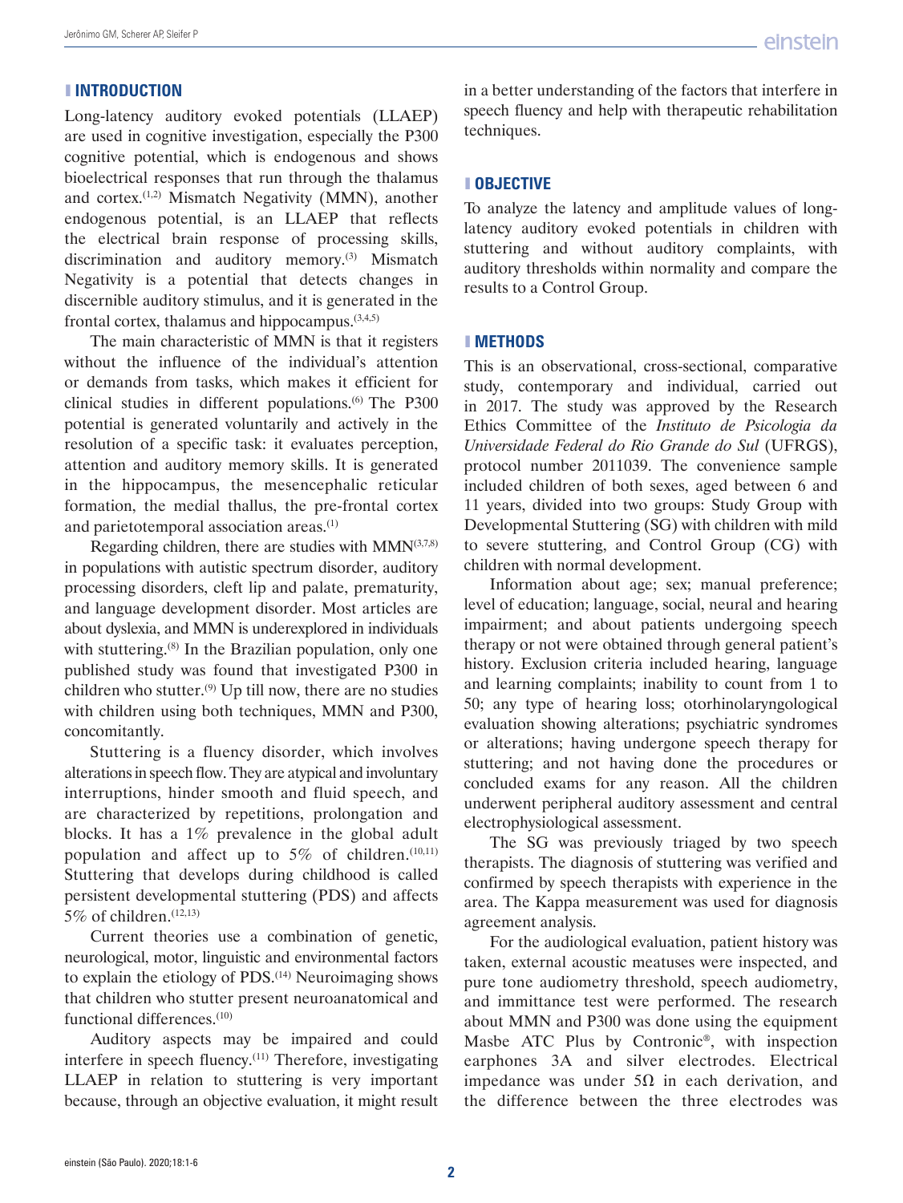## INTRODUCTION

Long-latency auditory evoked potentials (LLAEP) are used in cognitive investigation, especially the P300 cognitive potential, which is endogenous and shows bioelectrical responses that run through the thalamus and cortex.[1,2] Mismatch Negativity (MMN), another endogenous potential, is an LLAEP that reflects the electrical brain response of processing skills, discrimination and auditory memory.[3] Mismatch Negativity is a potential that detects changes in discernible auditory stimulus, and it is generated in the frontal cortex, thalamus and hippocampus.[3,4,5]

The main characteristic of MMN is that it registers without the influence of the individual's attention or demands from tasks, which makes it efficient for clinical studies in different populations.[6] The P300 potential is generated voluntarily and actively in the resolution of a specific task: it evaluates perception, attention and auditory memory skills. It is generated in the hippocampus, the mesencephalic reticular formation, the medial thallus, the pre-frontal cortex and parietotemporal association areas.[1]

Regarding children, there are studies with MMN[3,7,8] in populations with autistic spectrum disorder, auditory processing disorders, cleft lip and palate, prematurity, and language development disorder. Most articles are about dyslexia, and MMN is underexplored in individuals with stuttering.[8] In the Brazilian population, only one published study was found that investigated P300 in children who stutter.[9] Up till now, there are no studies with children using both techniques, MMN and P300, concomitantly.

Stuttering is a fluency disorder, which involves alterations in speech flow. They are atypical and involuntary interruptions, hinder smooth and fluid speech, and are characterized by repetitions, prolongation and blocks. It has a 1% prevalence in the global adult population and affect up to 5% of children.[10,11] Stuttering that develops during childhood is called persistent developmental stuttering (PDS) and affects 5% of children.[12,13]

Current theories use a combination of genetic, neurological, motor, linguistic and environmental factors to explain the etiology of PDS.[14] Neuroimaging shows that children who stutter present neuroanatomical and functional differences.[10]

Auditory aspects may be impaired and could interfere in speech fluency.[11] Therefore, investigating LLAEP in relation to stuttering is very important because, through an objective evaluation, it might result in a better understanding of the factors that interfere in speech fluency and help with therapeutic rehabilitation techniques.

## OBJECTIVE

To analyze the latency and amplitude values of long-latency auditory evoked potentials in children with stuttering and without auditory complaints, with auditory thresholds within normality and compare the results to a Control Group.

## METHODS

This is an observational, cross-sectional, comparative study, contemporary and individual, carried out in 2017. The study was approved by the Research Ethics Committee of the *Instituto de Psicologia da Universidade Federal do Rio Grande do Sul* (UFRGS), protocol number 2011039. The convenience sample included children of both sexes, aged between 6 and 11 years, divided into two groups: Study Group with Developmental Stuttering (SG) with children with mild to severe stuttering, and Control Group (CG) with children with normal development.

Information about age; sex; manual preference; level of education; language, social, neural and hearing impairment; and about patients undergoing speech therapy or not were obtained through general patient's history. Exclusion criteria included hearing, language and learning complaints; inability to count from 1 to 50; any type of hearing loss; otorhinolaryngological evaluation showing alterations; psychiatric syndromes or alterations; having undergone speech therapy for stuttering; and not having done the procedures or concluded exams for any reason. All the children underwent peripheral auditory assessment and central electrophysiological assessment.

The SG was previously triaged by two speech therapists. The diagnosis of stuttering was verified and confirmed by speech therapists with experience in the area. The Kappa measurement was used for diagnosis agreement analysis.

For the audiological evaluation, patient history was taken, external acoustic meatuses were inspected, and pure tone audiometry threshold, speech audiometry, and immittance test were performed. The research about MMN and P300 was done using the equipment Masbe ATC Plus by Contronic®, with inspection earphones 3A and silver electrodes. Electrical impedance was under 5Ω in each derivation, and the difference between the three electrodes was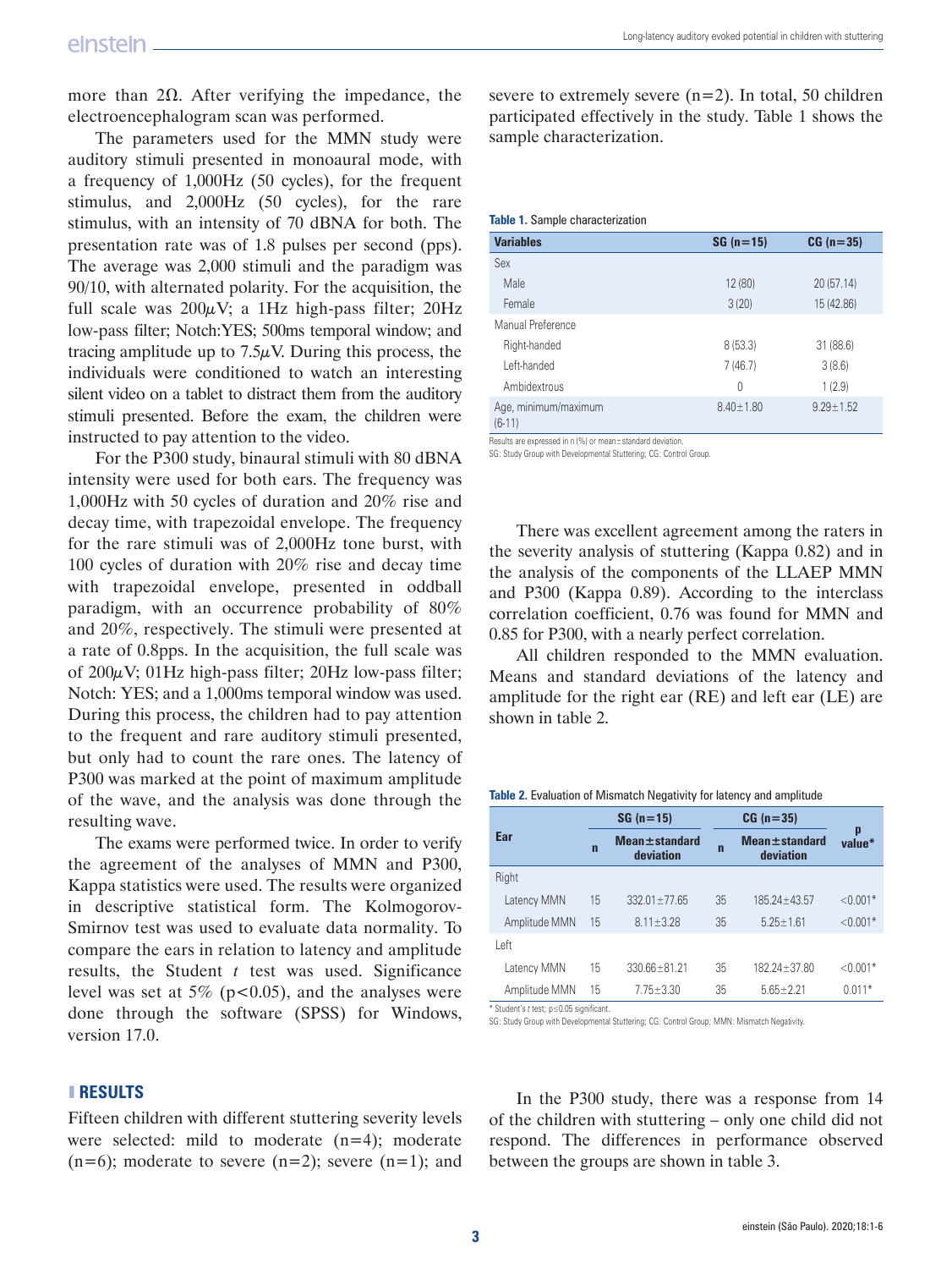more than 2Ω. After verifying the impedance, the electroencephalogram scan was performed.

The parameters used for the MMN study were auditory stimuli presented in monoaural mode, with a frequency of 1,000Hz (50 cycles), for the frequent stimulus, and 2,000Hz (50 cycles), for the rare stimulus, with an intensity of 70 dBNA for both. The presentation rate was of 1.8 pulses per second (pps). The average was 2,000 stimuli and the paradigm was 90/10, with alternated polarity. For the acquisition, the full scale was 200μV; a 1Hz high-pass filter; 20Hz low-pass filter; Notch:YES; 500ms temporal window; and tracing amplitude up to 7.5μV. During this process, the individuals were conditioned to watch an interesting silent video on a tablet to distract them from the auditory stimuli presented. Before the exam, the children were instructed to pay attention to the video.

For the P300 study, binaural stimuli with 80 dBNA intensity were used for both ears. The frequency was 1,000Hz with 50 cycles of duration and 20% rise and decay time, with trapezoidal envelope. The frequency for the rare stimuli was of 2,000Hz tone burst, with 100 cycles of duration with 20% rise and decay time with trapezoidal envelope, presented in oddball paradigm, with an occurrence probability of 80% and 20%, respectively. The stimuli were presented at a rate of 0.8pps. In the acquisition, the full scale was of 200μV; 01Hz high-pass filter; 20Hz low-pass filter; Notch: YES; and a 1,000ms temporal window was used. During this process, the children had to pay attention to the frequent and rare auditory stimuli presented, but only had to count the rare ones. The latency of P300 was marked at the point of maximum amplitude of the wave, and the analysis was done through the resulting wave.

The exams were performed twice. In order to verify the agreement of the analyses of MMN and P300, Kappa statistics were used. The results were organized in descriptive statistical form. The Kolmogorov-Smirnov test was used to evaluate data normality. To compare the ears in relation to latency and amplitude results, the Student *t* test was used. Significance level was set at 5% ($p<0.05$), and the analyses were done through the software (SPSS) for Windows, version 17.0.

## RESULTS

Fifteen children with different stuttering severity levels were selected: mild to moderate (n=4); moderate (n=6); moderate to severe (n=2); severe (n=1); and severe to extremely severe (n=2). In total, 50 children participated effectively in the study. Table 1 shows the sample characterization.

**Table 1.** Sample characterization

| Variables | SG (n=15) | CG (n=35) |
|---|---|---|
| Sex | | |
| Male | 12 (80) | 20 (57.14) |
| Female | 3 (20) | 15 (42.86) |
| Manual Preference | | |
| Right-handed | 8 (53.3) | 31 (88.6) |
| Left-handed | 7 (46.7) | 3 (8.6) |
| Ambidextrous | 0 | 1 (2.9) |
| Age, minimum/maximum (6-11) | 8.40±1.80 | 9.29±1.52 |

Results are expressed in n (%) or mean±standard deviation.
SG: Study Group with Developmental Stuttering; CG: Control Group.

There was excellent agreement among the raters in the severity analysis of stuttering (Kappa 0.82) and in the analysis of the components of the LLAEP MMN and P300 (Kappa 0.89). According to the interclass correlation coefficient, 0.76 was found for MMN and 0.85 for P300, with a nearly perfect correlation.

All children responded to the MMN evaluation. Means and standard deviations of the latency and amplitude for the right ear (RE) and left ear (LE) are shown in table 2.

**Table 2.** Evaluation of Mismatch Negativity for latency and amplitude

| Ear | SG (n=15) | | CG (n=35) | | p value* |
|---|---|---|---|---|---|
| | n | Mean±standard deviation | n | Mean±standard deviation | |
| Right | | | | | |
| Latency MMN | 15 | 332.01±77.65 | 35 | 185.24±43.57 | <0.001* |
| Amplitude MMN | 15 | 8.11±3.28 | 35 | 5.25±1.61 | <0.001* |
| Left | | | | | |
| Latency MMN | 15 | 330.66±81.21 | 35 | 182.24±37.80 | <0.001* |
| Amplitude MMN | 15 | 7.75±3.30 | 35 | 5.65±2.21 | 0.011* |

* Student's *t* test; $p\leq0.05$ significant.
SG: Study Group with Developmental Stuttering; CG: Control Group; MMN: Mismatch Negativity.

In the P300 study, there was a response from 14 of the children with stuttering – only one child did not respond. The differences in performance observed between the groups are shown in table 3.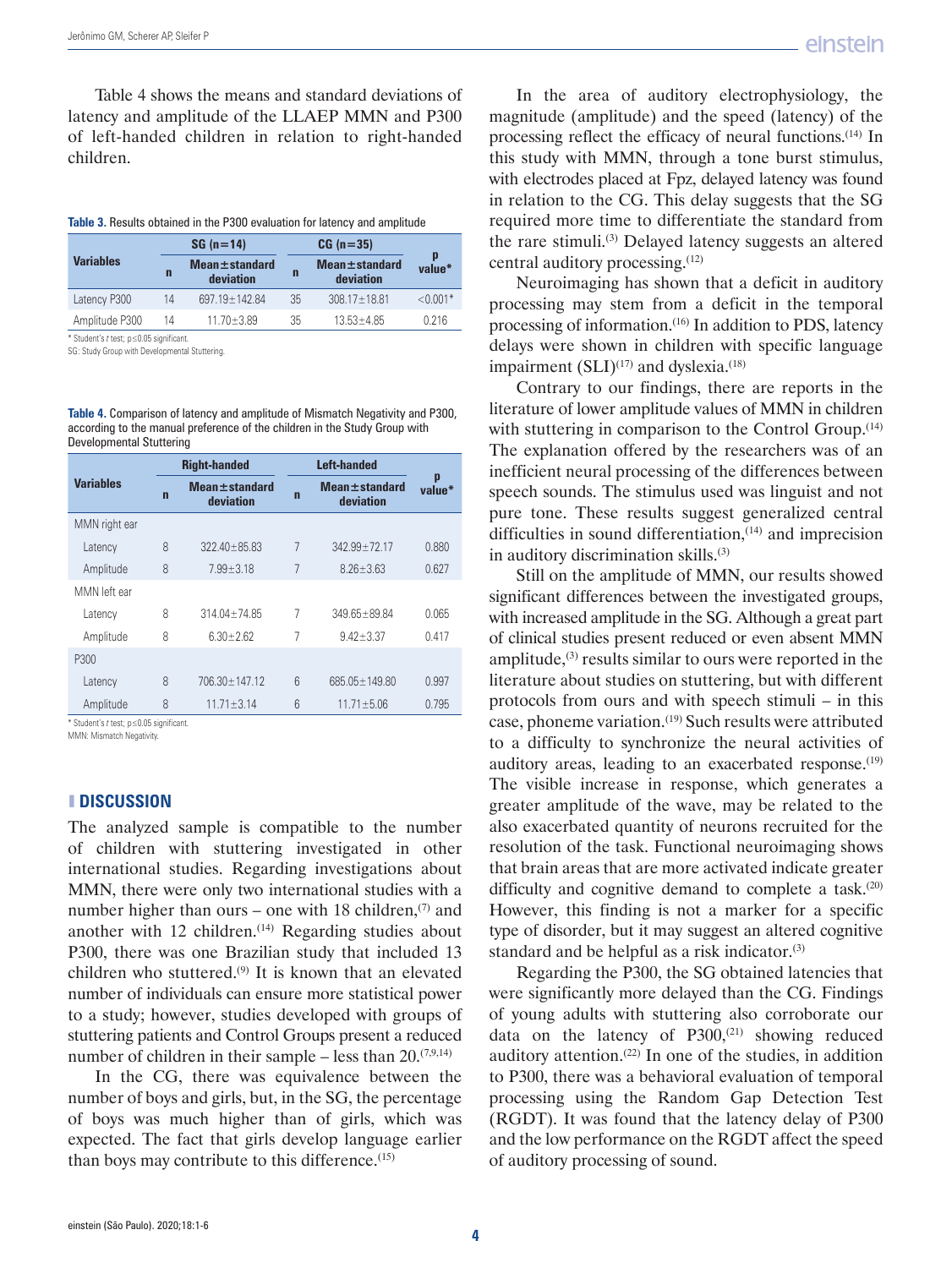Table 4 shows the means and standard deviations of latency and amplitude of the LLAEP MMN and P300 of left-handed children in relation to right-handed children.

**Table 3.** Results obtained in the P300 evaluation for latency and amplitude

| Variables | SG (n=14) | | CG (n=35) | | p value* |
|---|---|---|---|---|---|
| | n | Mean±standard deviation | n | Mean±standard deviation | |
| Latency P300 | 14 | 697.19±142.84 | 35 | 308.17±18.81 | <0.001* |
| Amplitude P300 | 14 | 11.70±3.89 | 35 | 13.53±4.85 | 0.216 |

\* Student's *t* test; p≤0.05 significant.
SG: Study Group with Developmental Stuttering.

**Table 4.** Comparison of latency and amplitude of Mismatch Negativity and P300, according to the manual preference of the children in the Study Group with Developmental Stuttering

| Variables | Right-handed | | Left-handed | | p value* |
|---|---|---|---|---|---|
| | n | Mean±standard deviation | n | Mean±standard deviation | |
| MMN right ear | | | | | |
| Latency | 8 | 322.40±85.83 | 7 | 342.99±72.17 | 0.880 |
| Amplitude | 8 | 7.99±3.18 | 7 | 8.26±3.63 | 0.627 |
| MMN left ear | | | | | |
| Latency | 8 | 314.04±74.85 | 7 | 349.65±89.84 | 0.065 |
| Amplitude | 8 | 6.30±2.62 | 7 | 9.42±3.37 | 0.417 |
| P300 | | | | | |
| Latency | 8 | 706.30±147.12 | 6 | 685.05±149.80 | 0.997 |
| Amplitude | 8 | 11.71±3.14 | 6 | 11.71±5.06 | 0.795 |

\* Student's *t* test; p≤0.05 significant.
MMN: Mismatch Negativity.

## DISCUSSION

The analyzed sample is compatible to the number of children with stuttering investigated in other international studies. Regarding investigations about MMN, there were only two international studies with a number higher than ours – one with 18 children,[7] and another with 12 children.[14] Regarding studies about P300, there was one Brazilian study that included 13 children who stuttered.[9] It is known that an elevated number of individuals can ensure more statistical power to a study; however, studies developed with groups of stuttering patients and Control Groups present a reduced number of children in their sample – less than 20.[7,9,14]

In the CG, there was equivalence between the number of boys and girls, but, in the SG, the percentage of boys was much higher than of girls, which was expected. The fact that girls develop language earlier than boys may contribute to this difference.[15]

In the area of auditory electrophysiology, the magnitude (amplitude) and the speed (latency) of the processing reflect the efficacy of neural functions.[14] In this study with MMN, through a tone burst stimulus, with electrodes placed at Fpz, delayed latency was found in relation to the CG. This delay suggests that the SG required more time to differentiate the standard from the rare stimuli.[3] Delayed latency suggests an altered central auditory processing.[12]

Neuroimaging has shown that a deficit in auditory processing may stem from a deficit in the temporal processing of information.[16] In addition to PDS, latency delays were shown in children with specific language impairment (SLI)[17] and dyslexia.[18]

Contrary to our findings, there are reports in the literature of lower amplitude values of MMN in children with stuttering in comparison to the Control Group.[14] The explanation offered by the researchers was of an inefficient neural processing of the differences between speech sounds. The stimulus used was linguist and not pure tone. These results suggest generalized central difficulties in sound differentiation,[14] and imprecision in auditory discrimination skills.[3]

Still on the amplitude of MMN, our results showed significant differences between the investigated groups, with increased amplitude in the SG. Although a great part of clinical studies present reduced or even absent MMN amplitude,[3] results similar to ours were reported in the literature about studies on stuttering, but with different protocols from ours and with speech stimuli – in this case, phoneme variation.[19] Such results were attributed to a difficulty to synchronize the neural activities of auditory areas, leading to an exacerbated response.[19] The visible increase in response, which generates a greater amplitude of the wave, may be related to the also exacerbated quantity of neurons recruited for the resolution of the task. Functional neuroimaging shows that brain areas that are more activated indicate greater difficulty and cognitive demand to complete a task.[20] However, this finding is not a marker for a specific type of disorder, but it may suggest an altered cognitive standard and be helpful as a risk indicator.[3]

Regarding the P300, the SG obtained latencies that were significantly more delayed than the CG. Findings of young adults with stuttering also corroborate our data on the latency of P300,[21] showing reduced auditory attention.[22] In one of the studies, in addition to P300, there was a behavioral evaluation of temporal processing using the Random Gap Detection Test (RGDT). It was found that the latency delay of P300 and the low performance on the RGDT affect the speed of auditory processing of sound.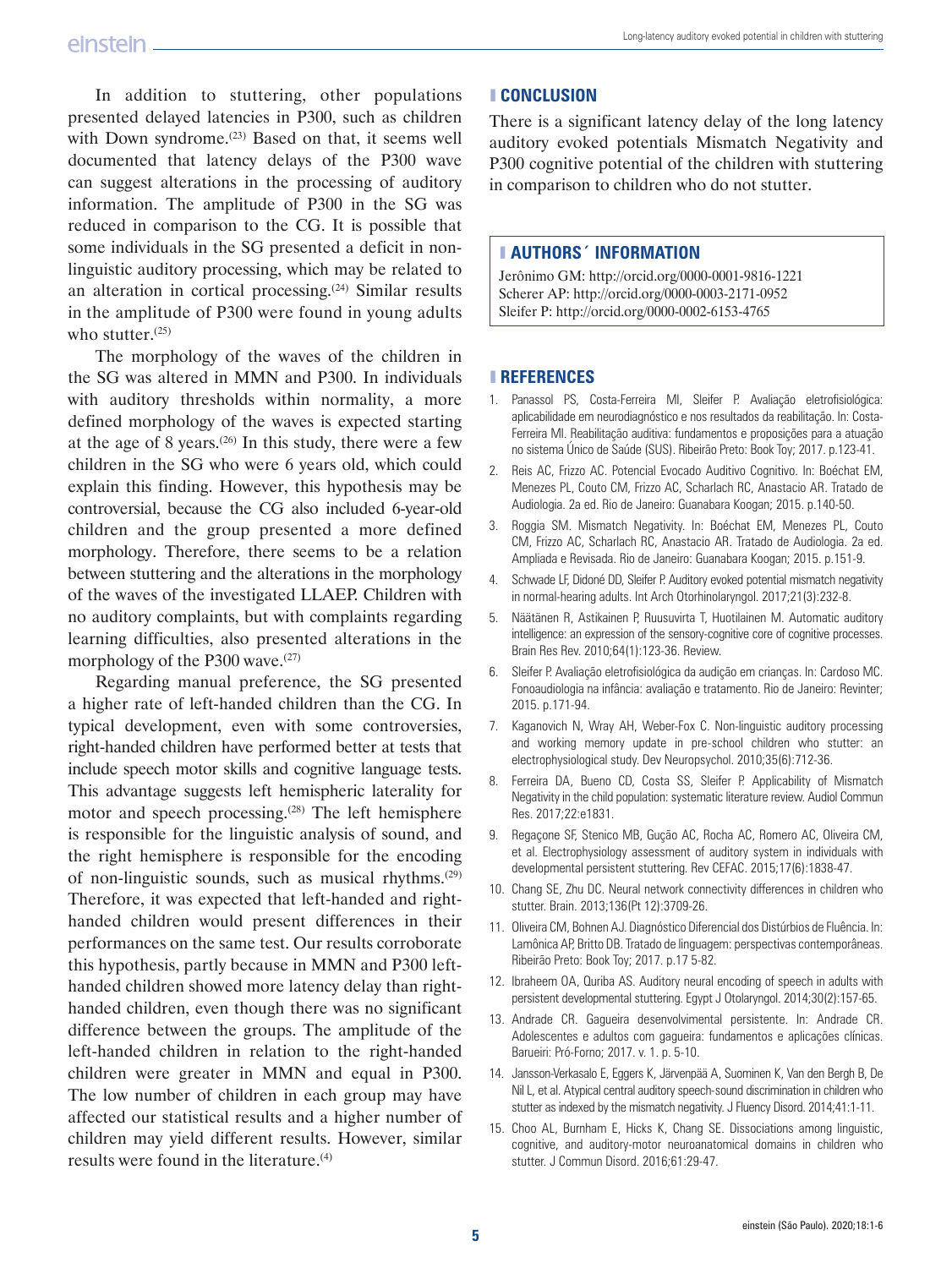In addition to stuttering, other populations presented delayed latencies in P300, such as children with Down syndrome.[23] Based on that, it seems well documented that latency delays of the P300 wave can suggest alterations in the processing of auditory information. The amplitude of P300 in the SG was reduced in comparison to the CG. It is possible that some individuals in the SG presented a deficit in non-linguistic auditory processing, which may be related to an alteration in cortical processing.[24] Similar results in the amplitude of P300 were found in young adults who stutter.[25]

The morphology of the waves of the children in the SG was altered in MMN and P300. In individuals with auditory thresholds within normality, a more defined morphology of the waves is expected starting at the age of 8 years.[26] In this study, there were a few children in the SG who were 6 years old, which could explain this finding. However, this hypothesis may be controversial, because the CG also included 6-year-old children and the group presented a more defined morphology. Therefore, there seems to be a relation between stuttering and the alterations in the morphology of the waves of the investigated LLAEP. Children with no auditory complaints, but with complaints regarding learning difficulties, also presented alterations in the morphology of the P300 wave.[27]

Regarding manual preference, the SG presented a higher rate of left-handed children than the CG. In typical development, even with some controversies, right-handed children have performed better at tests that include speech motor skills and cognitive language tests. This advantage suggests left hemispheric laterality for motor and speech processing.[28] The left hemisphere is responsible for the linguistic analysis of sound, and the right hemisphere is responsible for the encoding of non-linguistic sounds, such as musical rhythms.[29] Therefore, it was expected that left-handed and right-handed children would present differences in their performances on the same test. Our results corroborate this hypothesis, partly because in MMN and P300 left-handed children showed more latency delay than right-handed children, even though there was no significant difference between the groups. The amplitude of the left-handed children in relation to the right-handed children were greater in MMN and equal in P300. The low number of children in each group may have affected our statistical results and a higher number of children may yield different results. However, similar results were found in the literature.[4]

## CONCLUSION

There is a significant latency delay of the long latency auditory evoked potentials Mismatch Negativity and P300 cognitive potential of the children with stuttering in comparison to children who do not stutter.

## AUTHORS´ INFORMATION

Jerônimo GM: http://orcid.org/0000-0001-9816-1221
Scherer AP: http://orcid.org/0000-0003-2171-0952
Sleifer P: http://orcid.org/0000-0002-6153-4765

## REFERENCES

1. Panassol PS, Costa-Ferreira MI, Sleifer P. Avaliação eletrofisiológica: aplicabilidade em neurodiagnóstico e nos resultados da reabilitação. In: Costa-Ferreira MI. Reabilitação auditiva: fundamentos e proposições para a atuação no sistema Único de Saúde (SUS). Ribeirão Preto: Book Toy; 2017. p.123-41.
2. Reis AC, Frizzo AC. Potencial Evocado Auditivo Cognitivo. In: Boéchat EM, Menezes PL, Couto CM, Frizzo AC, Scharlach RC, Anastacio AR. Tratado de Audiologia. 2a ed. Rio de Janeiro: Guanabara Koogan; 2015. p.140-50.
3. Roggia SM. Mismatch Negativity. In: Boéchat EM, Menezes PL, Couto CM, Frizzo AC, Scharlach RC, Anastacio AR. Tratado de Audiologia. 2a ed. Ampliada e Revisada. Rio de Janeiro: Guanabara Koogan; 2015. p.151-9.
4. Schwade LF, Didoné DD, Sleifer P. Auditory evoked potential mismatch negativity in normal-hearing adults. Int Arch Otorhinolaryngol. 2017;21(3):232-8.
5. Näätänen R, Astikainen P, Ruusuvirta T, Huotilainen M. Automatic auditory intelligence: an expression of the sensory-cognitive core of cognitive processes. Brain Res Rev. 2010;64(1):123-36. Review.
6. Sleifer P. Avaliação eletrofisiológica da audição em crianças. In: Cardoso MC. Fonoaudiologia na infância: avaliação e tratamento. Rio de Janeiro: Revinter; 2015. p.171-94.
7. Kaganovich N, Wray AH, Weber-Fox C. Non-linguistic auditory processing and working memory update in pre-school children who stutter: an electrophysiological study. Dev Neuropsychol. 2010;35(6):712-36.
8. Ferreira DA, Bueno CD, Costa SS, Sleifer P. Applicability of Mismatch Negativity in the child population: systematic literature review. Audiol Commun Res. 2017;22:e1831.
9. Regaçone SF, Stenico MB, Gução AC, Rocha AC, Romero AC, Oliveira CM, et al. Electrophysiology assessment of auditory system in individuals with developmental persistent stuttering. Rev CEFAC. 2015;17(6):1838-47.
10. Chang SE, Zhu DC. Neural network connectivity differences in children who stutter. Brain. 2013;136(Pt 12):3709-26.
11. Oliveira CM, Bohnen AJ. Diagnóstico Diferencial dos Distúrbios de Fluência. In: Lamônica AP, Britto DB. Tratado de linguagem: perspectivas contemporâneas. Ribeirão Preto: Book Toy; 2017. p.17 5-82.
12. Ibraheem OA, Quriba AS. Auditory neural encoding of speech in adults with persistent developmental stuttering. Egypt J Otolaryngol. 2014;30(2):157-65.
13. Andrade CR. Gagueira desenvolvimental persistente. In: Andrade CR. Adolescentes e adultos com gagueira: fundamentos e aplicações clínicas. Barueiri: Pró-Forno; 2017. v. 1. p. 5-10.
14. Jansson-Verkasalo E, Eggers K, Järvenpää A, Suominen K, Van den Bergh B, De Nil L, et al. Atypical central auditory speech-sound discrimination in children who stutter as indexed by the mismatch negativity. J Fluency Disord. 2014;41:1-11.
15. Choo AL, Burnham E, Hicks K, Chang SE. Dissociations among linguistic, cognitive, and auditory-motor neuroanatomical domains in children who stutter. J Commun Disord. 2016;61:29-47.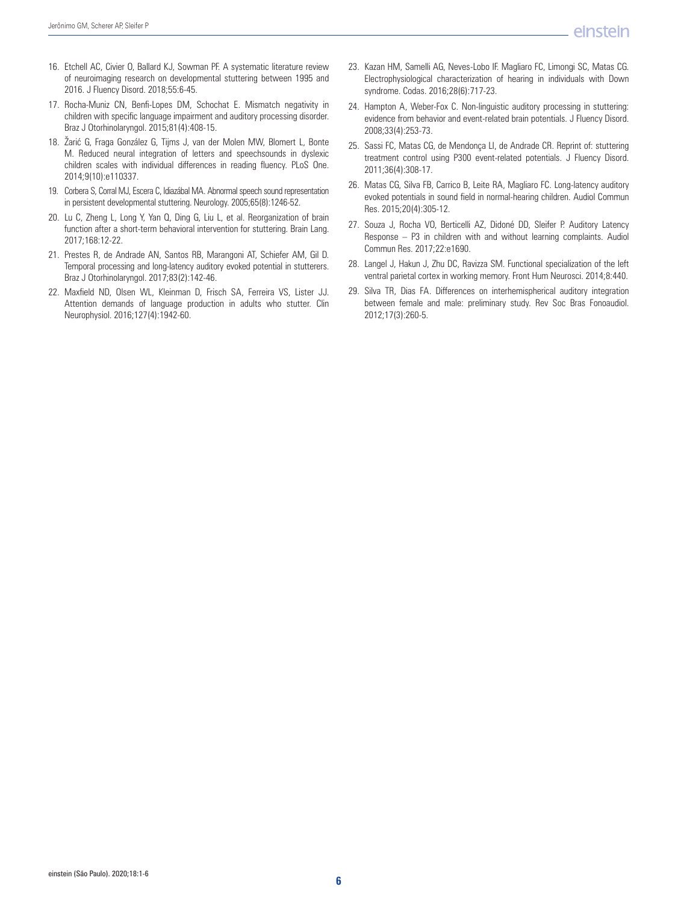16. Etchell AC, Civier O, Ballard KJ, Sowman PF. A systematic literature review of neuroimaging research on developmental stuttering between 1995 and 2016. J Fluency Disord. 2018;55:6-45.
17. Rocha-Muniz CN, Benfi-Lopes DM, Schochat E. Mismatch negativity in children with specific language impairment and auditory processing disorder. Braz J Otorhinolaryngol. 2015;81(4):408-15.
18. Žarić G, Fraga González G, Tijms J, van der Molen MW, Blomert L, Bonte M. Reduced neural integration of letters and speechsounds in dyslexic children scales with individual differences in reading fluency. PLoS One. 2014;9(10):e110337.
19. Corbera S, Corral MJ, Escera C, Idiazábal MA. Abnormal speech sound representation in persistent developmental stuttering. Neurology. 2005;65(8):1246-52.
20. Lu C, Zheng L, Long Y, Yan Q, Ding G, Liu L, et al. Reorganization of brain function after a short-term behavioral intervention for stuttering. Brain Lang. 2017;168:12-22.
21. Prestes R, de Andrade AN, Santos RB, Marangoni AT, Schiefer AM, Gil D. Temporal processing and long-latency auditory evoked potential in stutterers. Braz J Otorhinolaryngol. 2017;83(2):142-46.
22. Maxfield ND, Olsen WL, Kleinman D, Frisch SA, Ferreira VS, Lister JJ. Attention demands of language production in adults who stutter. Clin Neurophysiol. 2016;127(4):1942-60.
23. Kazan HM, Samelli AG, Neves-Lobo IF. Magliaro FC, Limongi SC, Matas CG. Electrophysiological characterization of hearing in individuals with Down syndrome. Codas. 2016;28(6):717-23.
24. Hampton A, Weber-Fox C. Non-linguistic auditory processing in stuttering: evidence from behavior and event-related brain potentials. J Fluency Disord. 2008;33(4):253-73.
25. Sassi FC, Matas CG, de Mendonça LI, de Andrade CR. Reprint of: stuttering treatment control using P300 event-related potentials. J Fluency Disord. 2011;36(4):308-17.
26. Matas CG, Silva FB, Carrico B, Leite RA, Magliaro FC. Long-latency auditory evoked potentials in sound field in normal-hearing children. Audiol Commun Res. 2015;20(4):305-12.
27. Souza J, Rocha VO, Berticelli AZ, Didoné DD, Sleifer P. Auditory Latency Response – P3 in children with and without learning complaints. Audiol Commun Res. 2017;22:e1690.
28. Langel J, Hakun J, Zhu DC, Ravizza SM. Functional specialization of the left ventral parietal cortex in working memory. Front Hum Neurosci. 2014;8:440.
29. Silva TR, Dias FA. Differences on interhemispherical auditory integration between female and male: preliminary study. Rev Soc Bras Fonoaudiol. 2012;17(3):260-5.